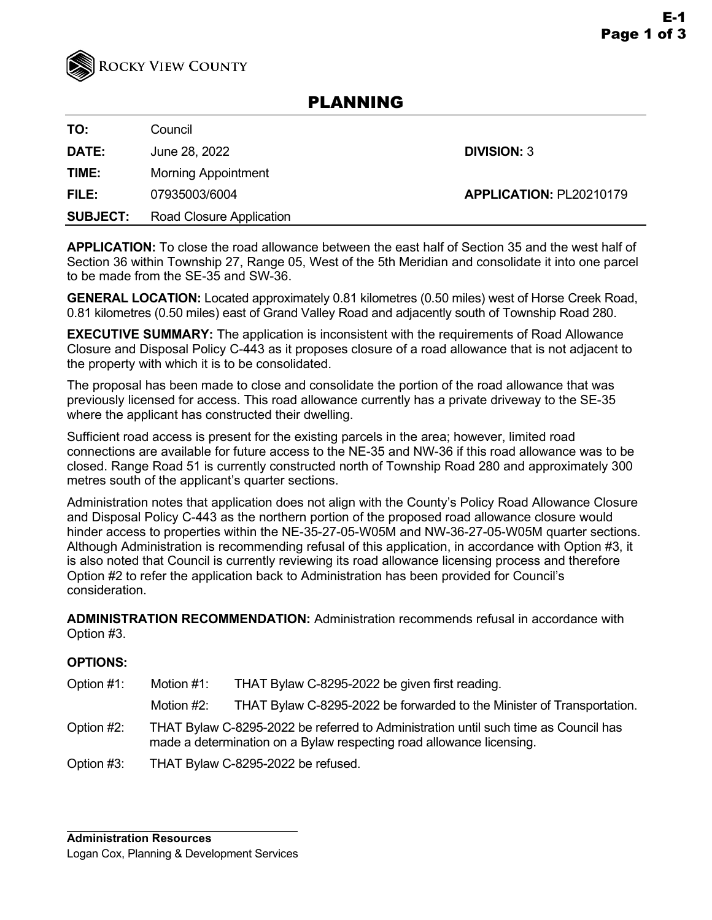Rocky View County

# PLANNING

| | | | |
|---|---|---|---|
| **TO:** | Council | | |
| **DATE:** | June 28, 2022 | **DIVISION:** 3 | |
| **TIME:** | Morning Appointment | | |
| **FILE:** | 07935003/6004 | **APPLICATION:** PL20210179 | |
| **SUBJECT:** | Road Closure Application | | |

**APPLICATION:** To close the road allowance between the east half of Section 35 and the west half of Section 36 within Township 27, Range 05, West of the 5th Meridian and consolidate it into one parcel to be made from the SE-35 and SW-36.

**GENERAL LOCATION:** Located approximately 0.81 kilometres (0.50 miles) west of Horse Creek Road, 0.81 kilometres (0.50 miles) east of Grand Valley Road and adjacently south of Township Road 280.

**EXECUTIVE SUMMARY:** The application is inconsistent with the requirements of Road Allowance Closure and Disposal Policy C-443 as it proposes closure of a road allowance that is not adjacent to the property with which it is to be consolidated.

The proposal has been made to close and consolidate the portion of the road allowance that was previously licensed for access. This road allowance currently has a private driveway to the SE-35 where the applicant has constructed their dwelling.

Sufficient road access is present for the existing parcels in the area; however, limited road connections are available for future access to the NE-35 and NW-36 if this road allowance was to be closed. Range Road 51 is currently constructed north of Township Road 280 and approximately 300 metres south of the applicant's quarter sections.

Administration notes that application does not align with the County's Policy Road Allowance Closure and Disposal Policy C-443 as the northern portion of the proposed road allowance closure would hinder access to properties within the NE-35-27-05-W05M and NW-36-27-05-W05M quarter sections. Although Administration is recommending refusal of this application, in accordance with Option #3, it is also noted that Council is currently reviewing its road allowance licensing process and therefore Option #2 to refer the application back to Administration has been provided for Council's consideration.

**ADMINISTRATION RECOMMENDATION:** Administration recommends refusal in accordance with Option #3.

**OPTIONS:**

| | | |
|---|---|---|
| Option #1: | Motion #1: | THAT Bylaw C-8295-2022 be given first reading. |
| | Motion #2: | THAT Bylaw C-8295-2022 be forwarded to the Minister of Transportation. |
| Option #2: | THAT Bylaw C-8295-2022 be referred to Administration until such time as Council has made a determination on a Bylaw respecting road allowance licensing. | |
| Option #3: | THAT Bylaw C-8295-2022 be refused. | |

**Administration Resources**

Logan Cox, Planning & Development Services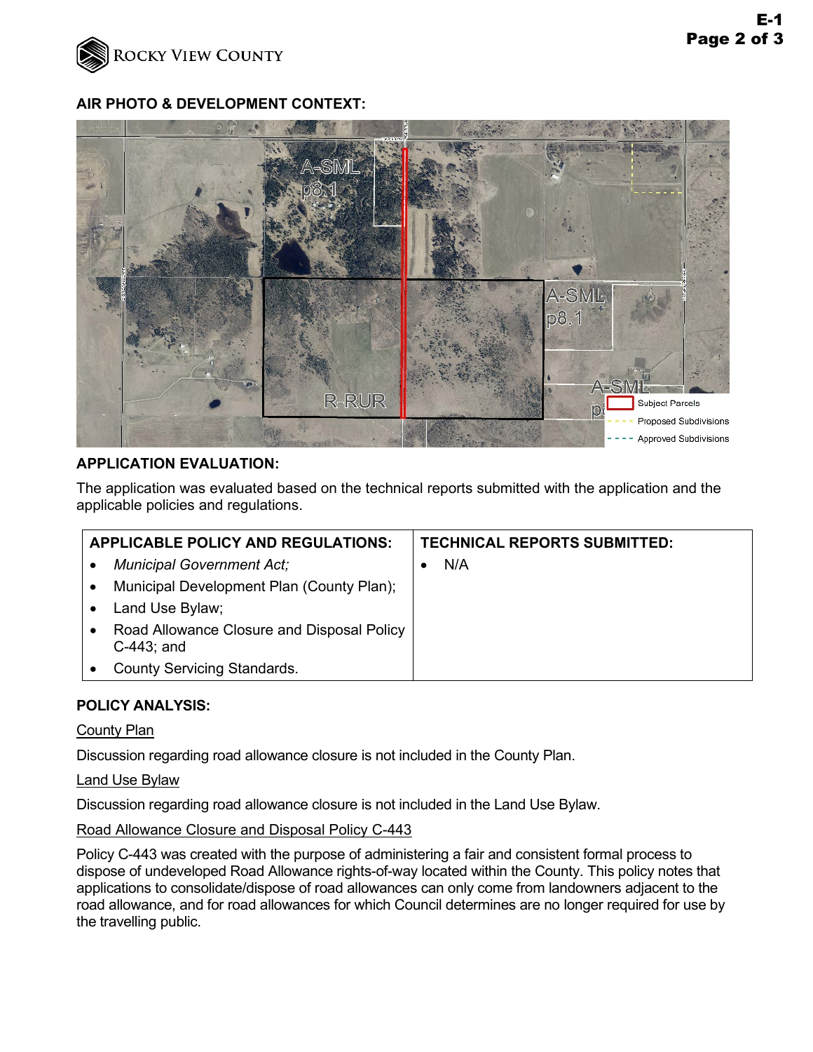## AIR PHOTO & DEVELOPMENT CONTEXT:

## APPLICATION EVALUATION:

The application was evaluated based on the technical reports submitted with the application and the applicable policies and regulations.

| APPLICABLE POLICY AND REGULATIONS: | TECHNICAL REPORTS SUBMITTED: |
|---|---|
| • *Municipal Government Act;*<br>• Municipal Development Plan (County Plan);<br>• Land Use Bylaw;<br>• Road Allowance Closure and Disposal Policy C-443; and<br>• County Servicing Standards. | • N/A |

## POLICY ANALYSIS:

<u>County Plan</u>

Discussion regarding road allowance closure is not included in the County Plan.

<u>Land Use Bylaw</u>

Discussion regarding road allowance closure is not included in the Land Use Bylaw.

<u>Road Allowance Closure and Disposal Policy C-443</u>

Policy C-443 was created with the purpose of administering a fair and consistent formal process to dispose of undeveloped Road Allowance rights-of-way located within the County. This policy notes that applications to consolidate/dispose of road allowances can only come from landowners adjacent to the road allowance, and for road allowances for which Council determines are no longer required for use by the travelling public.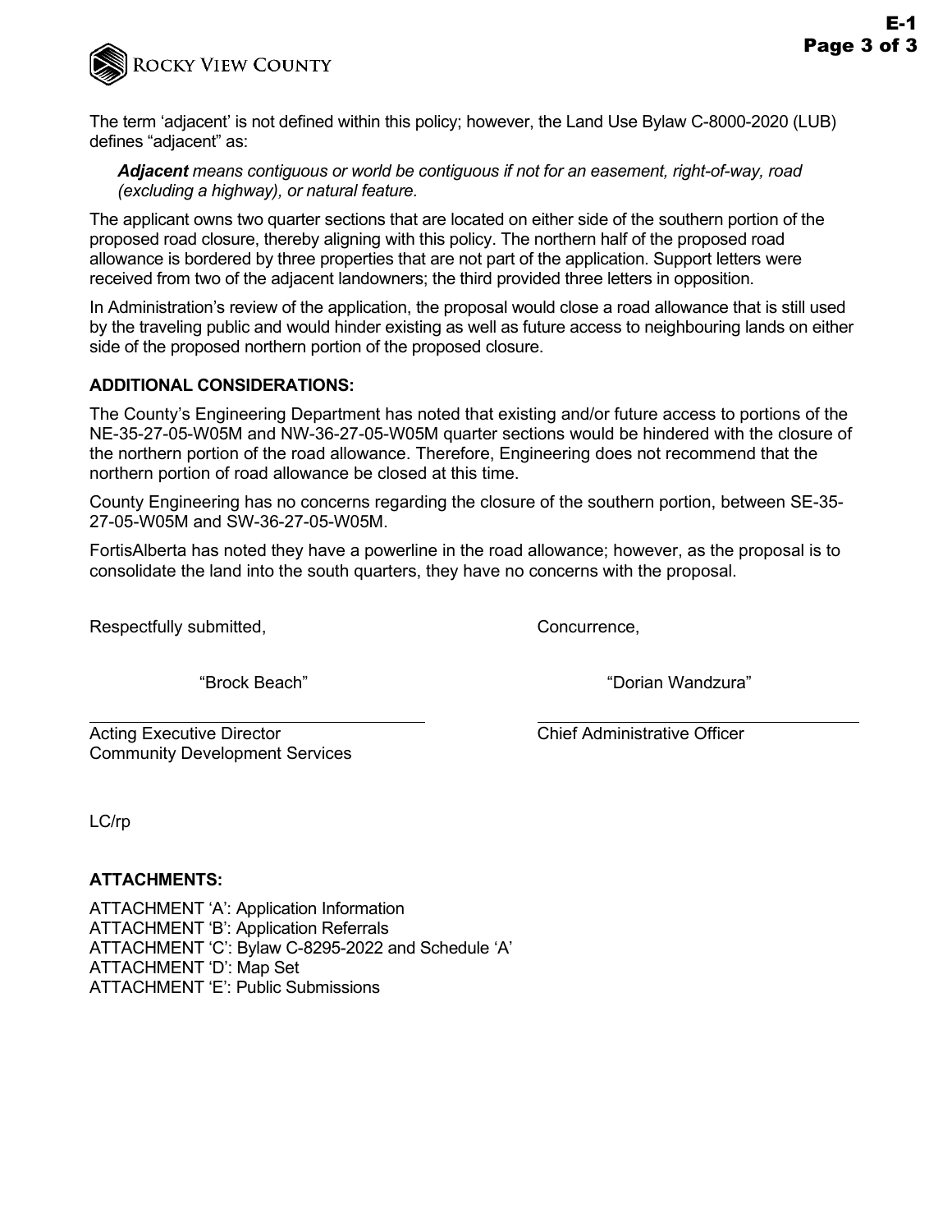The term 'adjacent' is not defined within this policy; however, the Land Use Bylaw C-8000-2020 (LUB) defines "adjacent" as:

> ***Adjacent*** *means contiguous or world be contiguous if not for an easement, right-of-way, road (excluding a highway), or natural feature.*

The applicant owns two quarter sections that are located on either side of the southern portion of the proposed road closure, thereby aligning with this policy. The northern half of the proposed road allowance is bordered by three properties that are not part of the application. Support letters were received from two of the adjacent landowners; the third provided three letters in opposition.

In Administration's review of the application, the proposal would close a road allowance that is still used by the traveling public and would hinder existing as well as future access to neighbouring lands on either side of the proposed northern portion of the proposed closure.

**ADDITIONAL CONSIDERATIONS:**

The County's Engineering Department has noted that existing and/or future access to portions of the NE-35-27-05-W05M and NW-36-27-05-W05M quarter sections would be hindered with the closure of the northern portion of the road allowance. Therefore, Engineering does not recommend that the northern portion of road allowance be closed at this time.

County Engineering has no concerns regarding the closure of the southern portion, between SE-35-27-05-W05M and SW-36-27-05-W05M.

FortisAlberta has noted they have a powerline in the road allowance; however, as the proposal is to consolidate the land into the south quarters, they have no concerns with the proposal.

Respectfully submitted,

"Brock Beach"

Acting Executive Director
Community Development Services

Concurrence,

"Dorian Wandzura"

Chief Administrative Officer

LC/rp

**ATTACHMENTS:**

ATTACHMENT 'A': Application Information
ATTACHMENT 'B': Application Referrals
ATTACHMENT 'C': Bylaw C-8295-2022 and Schedule 'A'
ATTACHMENT 'D': Map Set
ATTACHMENT 'E': Public Submissions